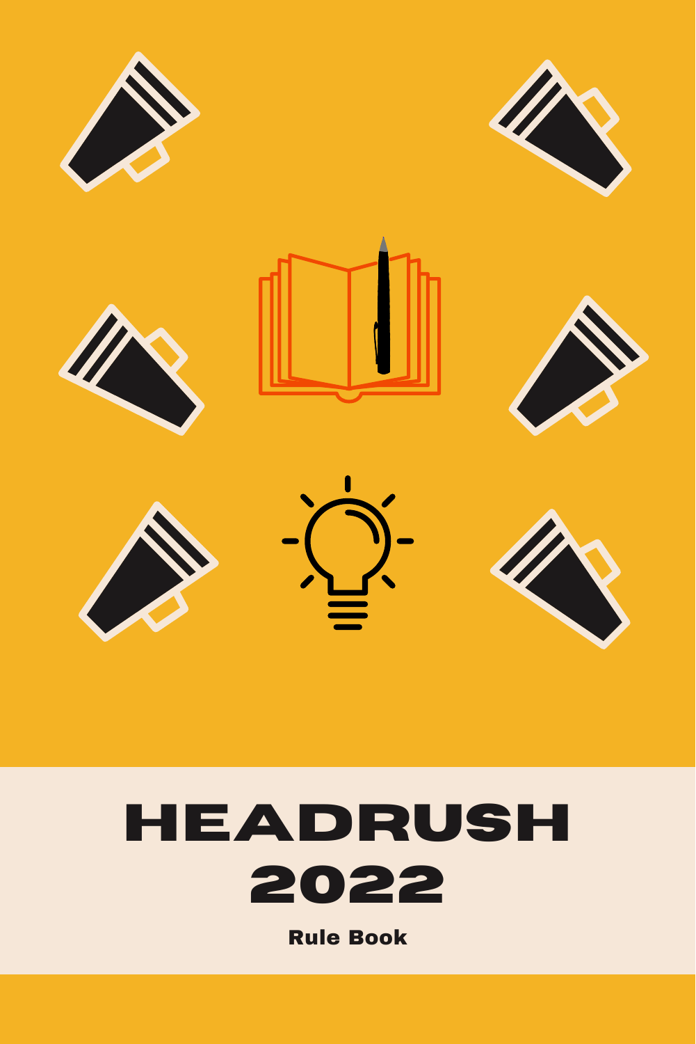# HEADRUSH 2022

**Rule Book**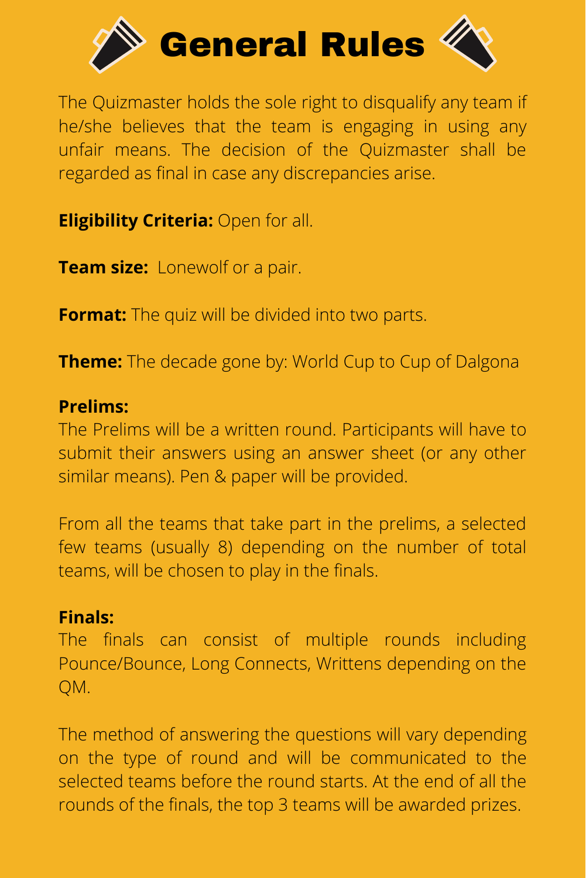# General Rules

The Quizmaster holds the sole right to disqualify any team if he/she believes that the team is engaging in using any unfair means. The decision of the Quizmaster shall be regarded as final in case any discrepancies arise.

**Eligibility Criteria:** Open for all.

**Team size:** Lonewolf or a pair.

**Format:** The quiz will be divided into two parts.

**Theme:** The decade gone by: World Cup to Cup of Dalgona

**Prelims:**
The Prelims will be a written round. Participants will have to submit their answers using an answer sheet (or any other similar means). Pen & paper will be provided.

From all the teams that take part in the prelims, a selected few teams (usually 8) depending on the number of total teams, will be chosen to play in the finals.

**Finals:**
The finals can consist of multiple rounds including Pounce/Bounce, Long Connects, Writtens depending on the QM.

The method of answering the questions will vary depending on the type of round and will be communicated to the selected teams before the round starts. At the end of all the rounds of the finals, the top 3 teams will be awarded prizes.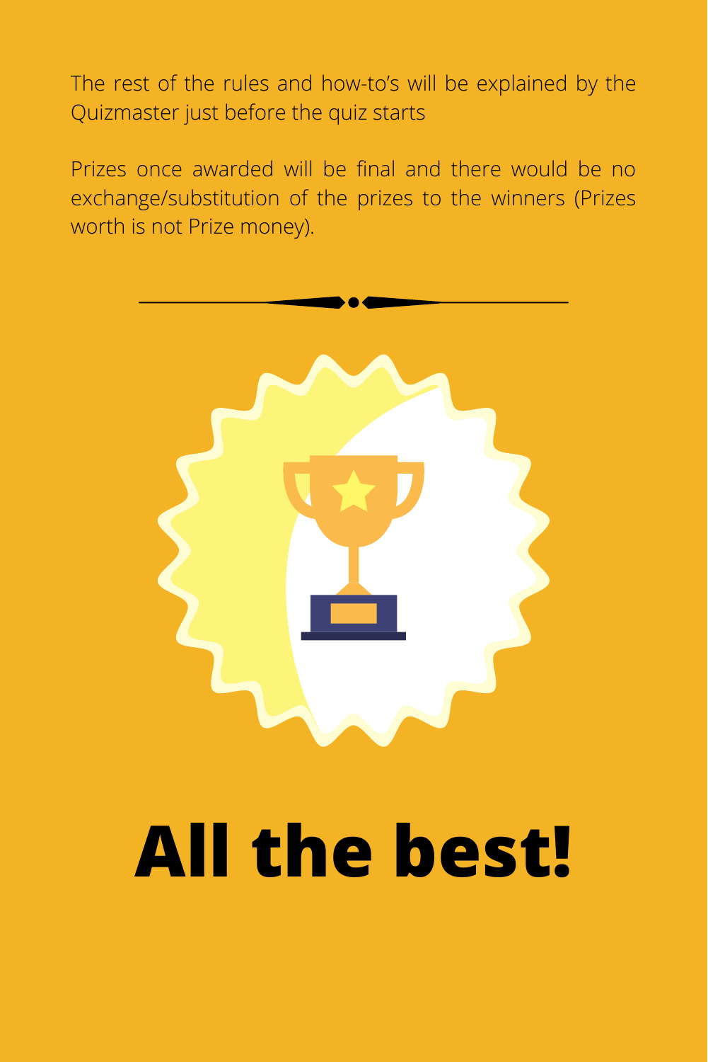The rest of the rules and how-to’s will be explained by the Quizmaster just before the quiz starts

Prizes once awarded will be final and there would be no exchange/substitution of the prizes to the winners (Prizes worth is not Prize money).

# All the best!